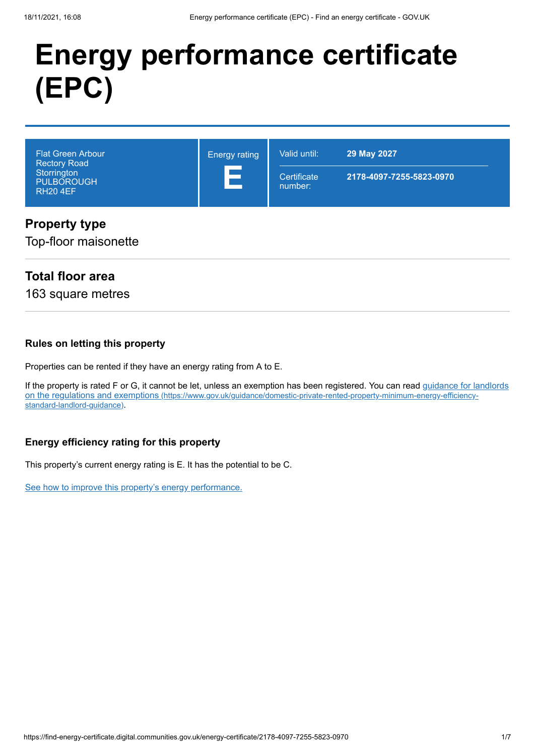# Energy performance certificate (EPC)

| Flat Green Arbour<br>Rectory Road<br>Storrington<br>PULBOROUGH<br>RH20 4EF | Energy rating<br>**E** | Valid until: **29 May 2027**<br>Certificate number: **2178-4097-7255-5823-0970** |
|---|---|---|

## Property type

Top-floor maisonette

## Total floor area

163 square metres

### Rules on letting this property

Properties can be rented if they have an energy rating from A to E.

If the property is rated F or G, it cannot be let, unless an exemption has been registered. You can read [guidance for landlords on the regulations and exemptions](https://www.gov.uk/guidance/domestic-private-rented-property-minimum-energy-efficiency-standard-landlord-guidance) (https://www.gov.uk/guidance/domestic-private-rented-property-minimum-energy-efficiency-standard-landlord-guidance).

### Energy efficiency rating for this property

This property's current energy rating is E. It has the potential to be C.

See how to improve this property's energy performance.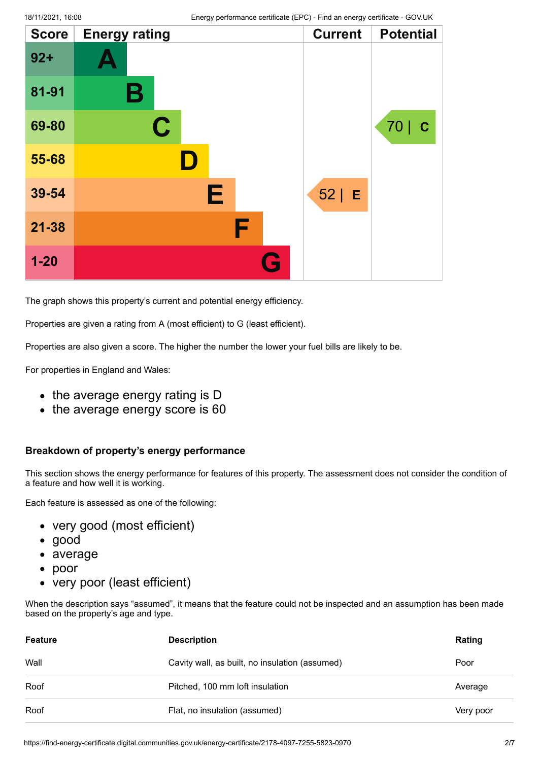| Score | Energy rating | Current | Potential |
|---|---|---|---|
| 92+ | A | | |
| 81-91 | B | | |
| 69-80 | C | | 70 \| C |
| 55-68 | D | | |
| 39-54 | E | 52 \| E | |
| 21-38 | F | | |
| 1-20 | G | | |

The graph shows this property's current and potential energy efficiency.

Properties are given a rating from A (most efficient) to G (least efficient).

Properties are also given a score. The higher the number the lower your fuel bills are likely to be.

For properties in England and Wales:

- the average energy rating is D
- the average energy score is 60

### Breakdown of property's energy performance

This section shows the energy performance for features of this property. The assessment does not consider the condition of a feature and how well it is working.

Each feature is assessed as one of the following:

- very good (most efficient)
- good
- average
- poor
- very poor (least efficient)

When the description says "assumed", it means that the feature could not be inspected and an assumption has been made based on the property's age and type.

| Feature | Description | Rating |
|---|---|---|
| Wall | Cavity wall, as built, no insulation (assumed) | Poor |
| Roof | Pitched, 100 mm loft insulation | Average |
| Roof | Flat, no insulation (assumed) | Very poor |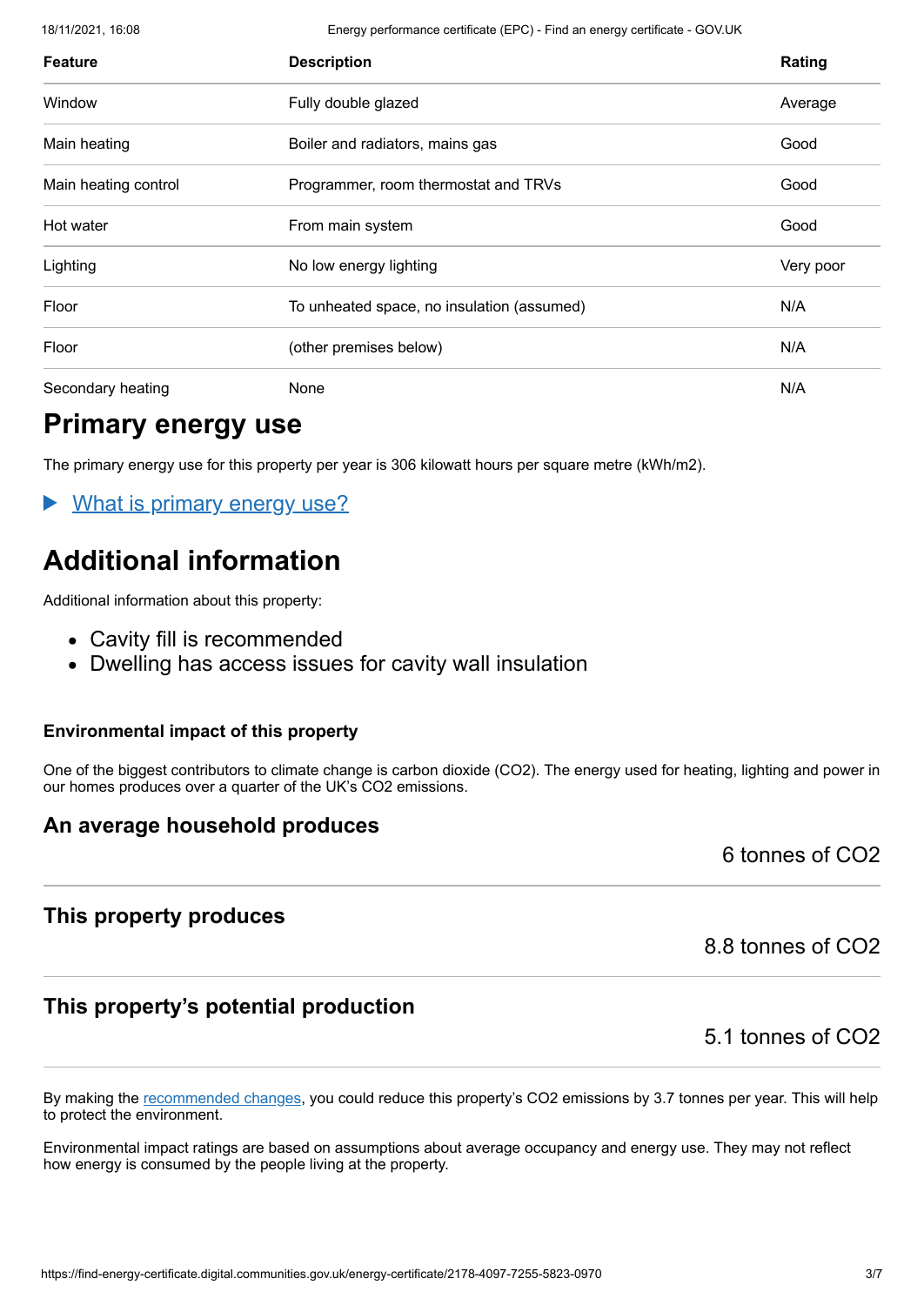| Feature | Description | Rating |
|---|---|---|
| Window | Fully double glazed | Average |
| Main heating | Boiler and radiators, mains gas | Good |
| Main heating control | Programmer, room thermostat and TRVs | Good |
| Hot water | From main system | Good |
| Lighting | No low energy lighting | Very poor |
| Floor | To unheated space, no insulation (assumed) | N/A |
| Floor | (other premises below) | N/A |
| Secondary heating | None | N/A |

# Primary energy use

The primary energy use for this property per year is 306 kilowatt hours per square metre (kWh/m2).

▶ What is primary energy use?

# Additional information

Additional information about this property:

- Cavity fill is recommended
- Dwelling has access issues for cavity wall insulation

### Environmental impact of this property

One of the biggest contributors to climate change is carbon dioxide ($CO_2$). The energy used for heating, lighting and power in our homes produces over a quarter of the UK's $CO_2$ emissions.

## An average household produces

6 tonnes of $CO_2$

## This property produces

8.8 tonnes of $CO_2$

## This property's potential production

5.1 tonnes of $CO_2$

By making the recommended changes, you could reduce this property's $CO_2$ emissions by 3.7 tonnes per year. This will help to protect the environment.

Environmental impact ratings are based on assumptions about average occupancy and energy use. They may not reflect how energy is consumed by the people living at the property.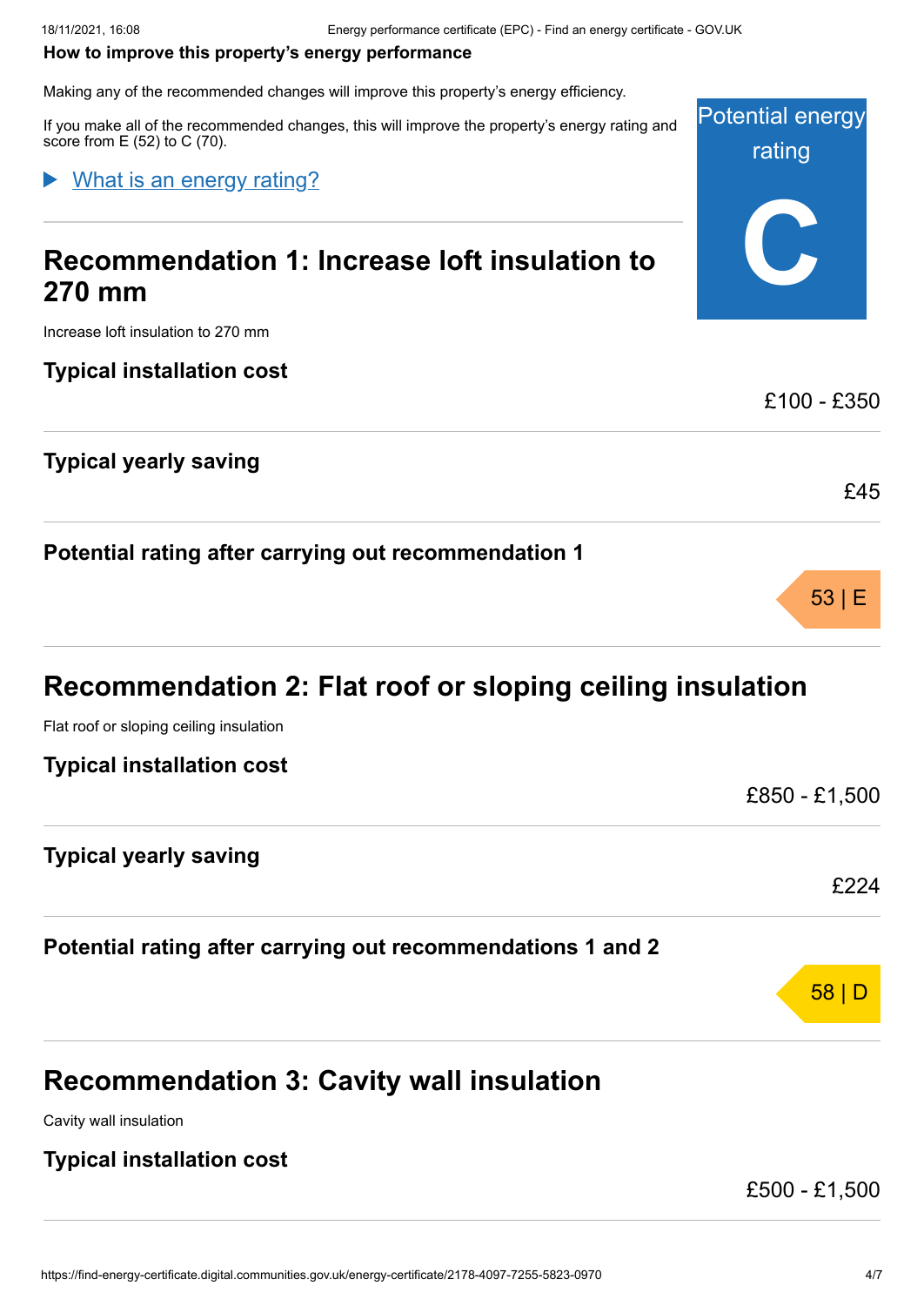**How to improve this property's energy performance**

Making any of the recommended changes will improve this property's energy efficiency.

If you make all of the recommended changes, this will improve the property's energy rating and score from E (52) to C (70).

▶ What is an energy rating?

Potential energy rating

**C**

## Recommendation 1: Increase loft insulation to 270 mm

Increase loft insulation to 270 mm

### Typical installation cost

£100 - £350

### Typical yearly saving

£45

### Potential rating after carrying out recommendation 1

53 | E

## Recommendation 2: Flat roof or sloping ceiling insulation

Flat roof or sloping ceiling insulation

### Typical installation cost

£850 - £1,500

### Typical yearly saving

£224

### Potential rating after carrying out recommendations 1 and 2

58 | D

## Recommendation 3: Cavity wall insulation

Cavity wall insulation

### Typical installation cost

£500 - £1,500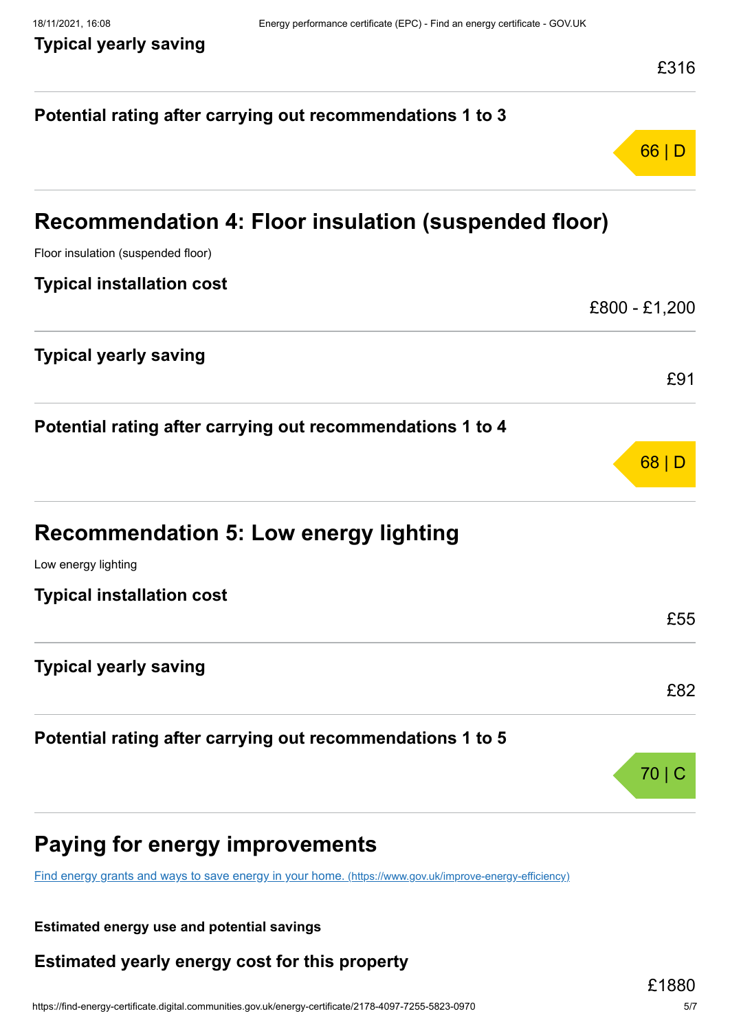**Typical yearly saving**

£316

**Potential rating after carrying out recommendations 1 to 3**

66 | D

## Recommendation 4: Floor insulation (suspended floor)

Floor insulation (suspended floor)

**Typical installation cost**

£800 - £1,200

**Typical yearly saving**

£91

**Potential rating after carrying out recommendations 1 to 4**

68 | D

## Recommendation 5: Low energy lighting

Low energy lighting

**Typical installation cost**

£55

**Typical yearly saving**

£82

**Potential rating after carrying out recommendations 1 to 5**

70 | C

## Paying for energy improvements

[Find energy grants and ways to save energy in your home. (https://www.gov.uk/improve-energy-efficiency)](https://www.gov.uk/improve-energy-efficiency)

**Estimated energy use and potential savings**

### Estimated yearly energy cost for this property

£1880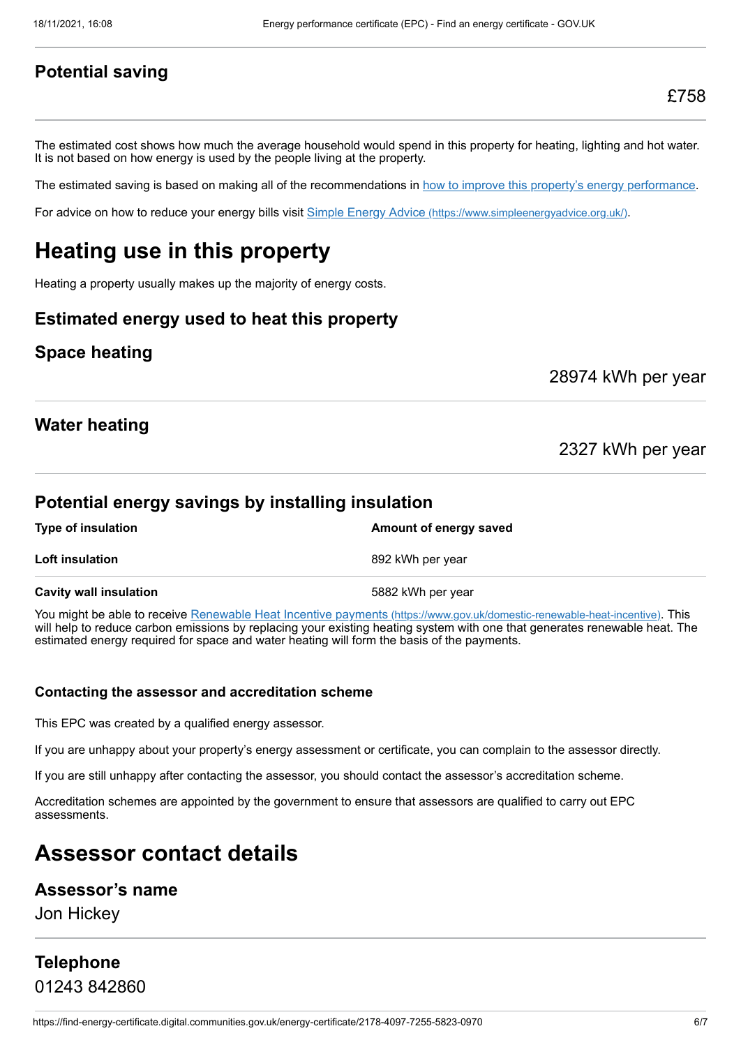## Potential saving

£758

The estimated cost shows how much the average household would spend in this property for heating, lighting and hot water. It is not based on how energy is used by the people living at the property.

The estimated saving is based on making all of the recommendations in how to improve this property's energy performance.

For advice on how to reduce your energy bills visit Simple Energy Advice (https://www.simpleenergyadvice.org.uk/).

# Heating use in this property

Heating a property usually makes up the majority of energy costs.

## Estimated energy used to heat this property

## Space heating

28974 kWh per year

## Water heating

2327 kWh per year

## Potential energy savings by installing insulation

| Type of insulation | Amount of energy saved |
|---|---|
| **Loft insulation** | 892 kWh per year |
| **Cavity wall insulation** | 5882 kWh per year |

You might be able to receive Renewable Heat Incentive payments (https://www.gov.uk/domestic-renewable-heat-incentive). This will help to reduce carbon emissions by replacing your existing heating system with one that generates renewable heat. The estimated energy required for space and water heating will form the basis of the payments.

### Contacting the assessor and accreditation scheme

This EPC was created by a qualified energy assessor.

If you are unhappy about your property's energy assessment or certificate, you can complain to the assessor directly.

If you are still unhappy after contacting the assessor, you should contact the assessor's accreditation scheme.

Accreditation schemes are appointed by the government to ensure that assessors are qualified to carry out EPC assessments.

# Assessor contact details

## Assessor's name

Jon Hickey

## Telephone

01243 842860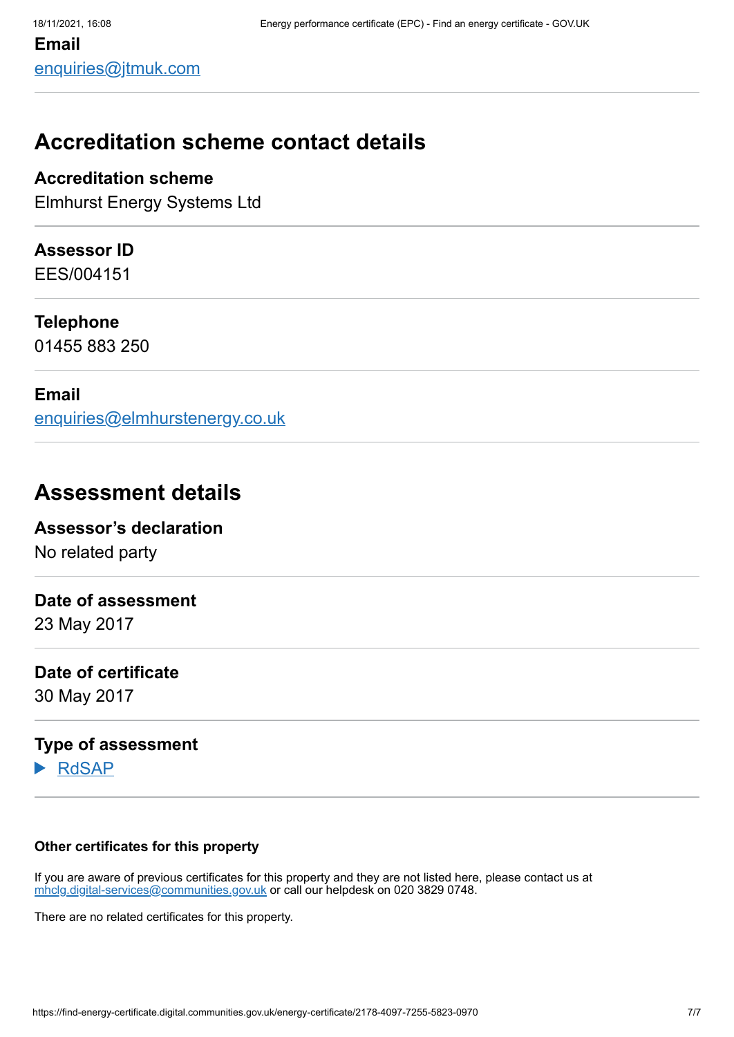**Email**
enquiries@jtmuk.com

## Accreditation scheme contact details

**Accreditation scheme**
Elmhurst Energy Systems Ltd

**Assessor ID**
EES/004151

**Telephone**
01455 883 250

**Email**
enquiries@elmhurstenergy.co.uk

## Assessment details

**Assessor's declaration**
No related party

**Date of assessment**
23 May 2017

**Date of certificate**
30 May 2017

**Type of assessment**
▶ RdSAP

**Other certificates for this property**

If you are aware of previous certificates for this property and they are not listed here, please contact us at mhclg.digital-services@communities.gov.uk or call our helpdesk on 020 3829 0748.

There are no related certificates for this property.